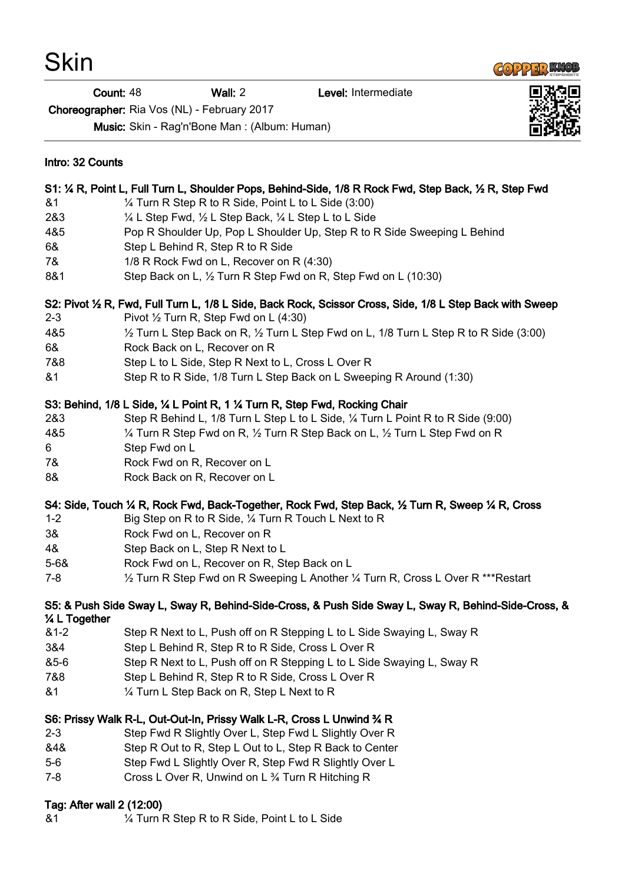# Skin

**Count:** 48 **Wall:** 2 **Level:** Intermediate

**Choreographer:** Ria Vos (NL) - February 2017

**Music:** Skin - Rag'n'Bone Man : (Album: Human)

**Intro: 32 Counts**

**S1: ¼ R, Point L, Full Turn L, Shoulder Pops, Behind-Side, 1/8 R Rock Fwd, Step Back, ½ R, Step Fwd**

| | |
|---|---|
| &1 | ¼ Turn R Step R to R Side, Point L to L Side (3:00) |
| 2&3 | ¼ L Step Fwd, ½ L Step Back, ¼ L Step L to L Side |
| 4&5 | Pop R Shoulder Up, Pop L Shoulder Up, Step R to R Side Sweeping L Behind |
| 6& | Step L Behind R, Step R to R Side |
| 7& | 1/8 R Rock Fwd on L, Recover on R (4:30) |
| 8&1 | Step Back on L, ½ Turn R Step Fwd on R, Step Fwd on L (10:30) |

**S2: Pivot ½ R, Fwd, Full Turn L, 1/8 L Side, Back Rock, Scissor Cross, Side, 1/8 L Step Back with Sweep**

| | |
|---|---|
| 2-3 | Pivot ½ Turn R, Step Fwd on L (4:30) |
| 4&5 | ½ Turn L Step Back on R, ½ Turn L Step Fwd on L, 1/8 Turn L Step R to R Side (3:00) |
| 6& | Rock Back on L, Recover on R |
| 7&8 | Step L to L Side, Step R Next to L, Cross L Over R |
| &1 | Step R to R Side, 1/8 Turn L Step Back on L Sweeping R Around (1:30) |

**S3: Behind, 1/8 L Side, ¼ L Point R, 1 ¼ Turn R, Step Fwd, Rocking Chair**

| | |
|---|---|
| 2&3 | Step R Behind L, 1/8 Turn L Step L to L Side, ¼ Turn L Point R to R Side (9:00) |
| 4&5 | ¼ Turn R Step Fwd on R, ½ Turn R Step Back on L, ½ Turn L Step Fwd on R |
| 6 | Step Fwd on L |
| 7& | Rock Fwd on R, Recover on L |
| 8& | Rock Back on R, Recover on L |

**S4: Side, Touch ¼ R, Rock Fwd, Back-Together, Rock Fwd, Step Back, ½ Turn R, Sweep ¼ R, Cross**

| | |
|---|---|
| 1-2 | Big Step on R to R Side, ¼ Turn R Touch L Next to R |
| 3& | Rock Fwd on L, Recover on R |
| 4& | Step Back on L, Step R Next to L |
| 5-6& | Rock Fwd on L, Recover on R, Step Back on L |
| 7-8 | ½ Turn R Step Fwd on R Sweeping L Another ¼ Turn R, Cross L Over R ***Restart |

**S5: & Push Side Sway L, Sway R, Behind-Side-Cross, & Push Side Sway L, Sway R, Behind-Side-Cross, & ¼ L Together**

| | |
|---|---|
| &1-2 | Step R Next to L, Push off on R Stepping L to L Side Swaying L, Sway R |
| 3&4 | Step L Behind R, Step R to R Side, Cross L Over R |
| &5-6 | Step R Next to L, Push off on R Stepping L to L Side Swaying L, Sway R |
| 7&8 | Step L Behind R, Step R to R Side, Cross L Over R |
| &1 | ¼ Turn L Step Back on R, Step L Next to R |

**S6: Prissy Walk R-L, Out-Out-In, Prissy Walk L-R, Cross L Unwind ¾ R**

| | |
|---|---|
| 2-3 | Step Fwd R Slightly Over L, Step Fwd L Slightly Over R |
| &4& | Step R Out to R, Step L Out to L, Step R Back to Center |
| 5-6 | Step Fwd L Slightly Over R, Step Fwd R Slightly Over L |
| 7-8 | Cross L Over R, Unwind on L ¾ Turn R Hitching R |

**Tag: After wall 2 (12:00)**

| | |
|---|---|
| &1 | ¼ Turn R Step R to R Side, Point L to L Side |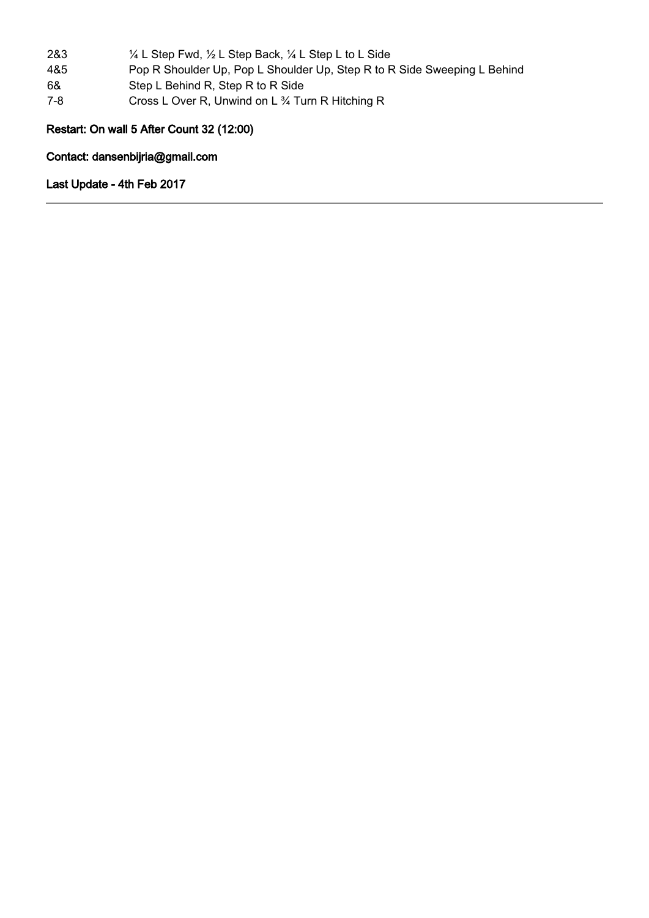| | |
|---|---|
| 2&3 | ¼ L Step Fwd, ½ L Step Back, ¼ L Step L to L Side |
| 4&5 | Pop R Shoulder Up, Pop L Shoulder Up, Step R to R Side Sweeping L Behind |
| 6& | Step L Behind R, Step R to R Side |
| 7-8 | Cross L Over R, Unwind on L ¾ Turn R Hitching R |

**Restart: On wall 5 After Count 32 (12:00)**

**Contact: dansenbijria@gmail.com**

**Last Update - 4th Feb 2017**

---